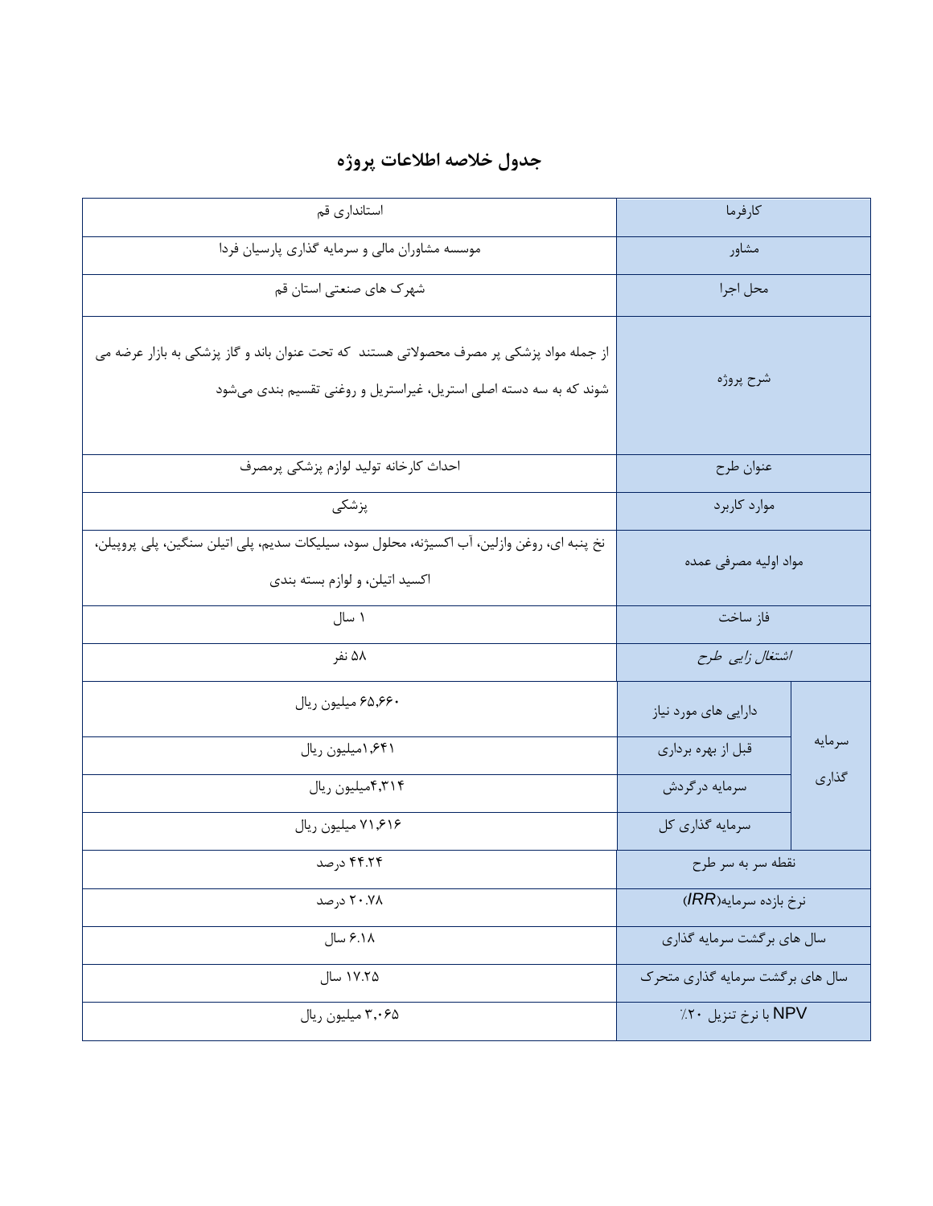## جدول خلاصه اطلاعات پروژه

| کارفرما | | استانداری قم |
|---|---|---|
| مشاور | | موسسه مشاوران مالی و سرمایه گذاری پارسیان فردا |
| محل اجرا | | شهرک های صنعتی استان قم |
| شرح پروژه | | از جمله مواد پزشکی پر مصرف محصولاتی هستند که تحت عنوان باند و گاز پزشکی به بازار عرضه می شوند که به سه دسته اصلی استریل، غیراستریل و روغنی تقسیم بندی می‌شود |
| عنوان طرح | | احداث کارخانه تولید لوازم پزشکی پرمصرف |
| موارد کاربرد | | پزشکی |
| مواد اولیه مصرفی عمده | | نخ پنبه ای، روغن وازلین، آب اکسیژنه، محلول سود، سیلیکات سدیم، پلی اتیلن سنگین، پلی پروپیلن، اکسید اتیلن، و لوازم بسته بندی |
| فاز ساخت | | ۱ سال |
| *اشتغال زایی طرح* | | ۵۸ نفر |
| سرمایه گذاری | دارایی های مورد نیاز | ۶۵,۶۶۰ میلیون ریال |
| | قبل از بهره برداری | ۱,۶۴۱میلیون ریال |
| | سرمایه درگردش | ۴,۳۱۴میلیون ریال |
| | سرمایه گذاری کل | ۷۱,۶۱۶ میلیون ریال |
| نقطه سر به سر طرح | | ۴۴.۲۴ درصد |
| نرخ بازده سرمایه(*IRR*) | | ۲۰.۷۸ درصد |
| سال های برگشت سرمایه گذاری | | ۶.۱۸ سال |
| سال های برگشت سرمایه گذاری متحرک | | ۱۷.۲۵ سال |
| NPV با نرخ تنزیل ۲۰٪ | | ۳,۰۶۵ میلیون ریال |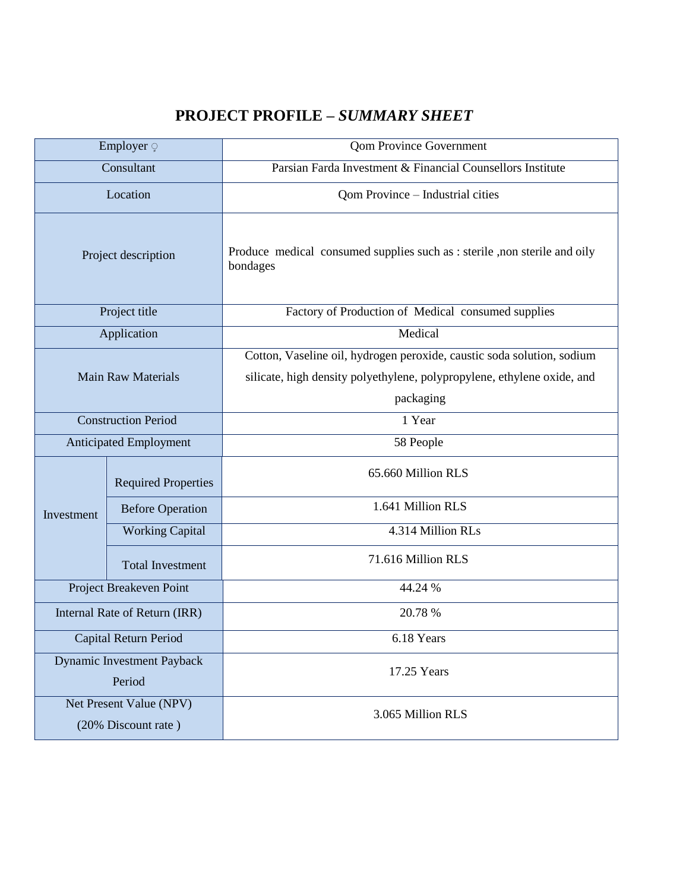# PROJECT PROFILE – *SUMMARY SHEET*

| | | |
|---|---|---|
| Employer ♀ | | Qom Province Government |
| Consultant | | Parsian Farda Investment & Financial Counsellors Institute |
| Location | | Qom Province – Industrial cities |
| Project description | | Produce medical consumed supplies such as : sterile ,non sterile and oily bondages |
| Project title | | Factory of Production of Medical consumed supplies |
| Application | | Medical |
| Main Raw Materials | | Cotton, Vaseline oil, hydrogen peroxide, caustic soda solution, sodium silicate, high density polyethylene, polypropylene, ethylene oxide, and packaging |
| Construction Period | | 1 Year |
| Anticipated Employment | | 58 People |
| Investment | Required Properties | 65.660 Million RLS |
| | Before Operation | 1.641 Million RLS |
| | Working Capital | 4.314 Million RLs |
| | Total Investment | 71.616 Million RLS |
| Project Breakeven Point | | 44.24 % |
| Internal Rate of Return (IRR) | | 20.78 % |
| Capital Return Period | | 6.18 Years |
| Dynamic Investment Payback Period | | 17.25 Years |
| Net Present Value (NPV) (20% Discount rate ) | | 3.065 Million RLS |